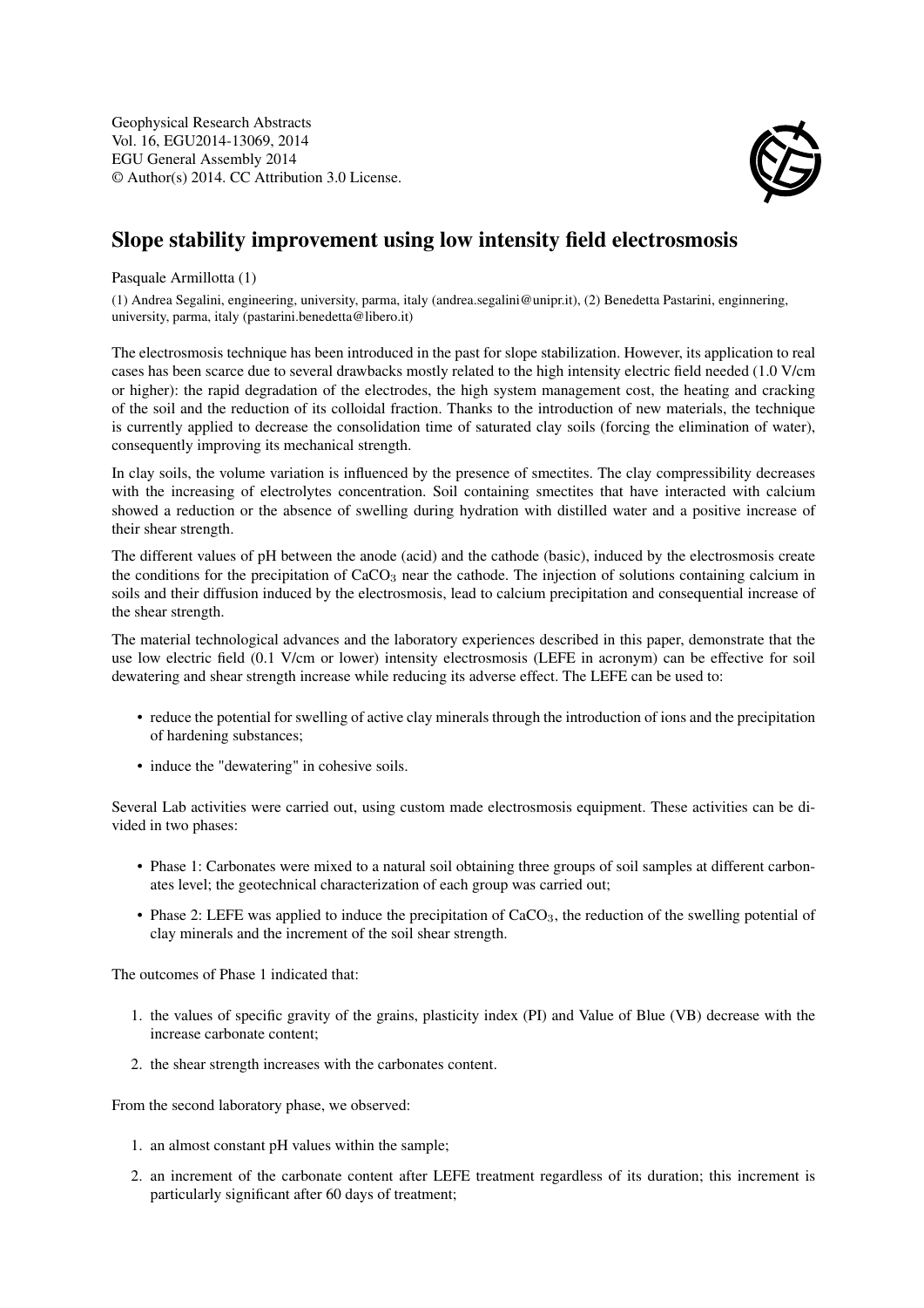Geophysical Research Abstracts
Vol. 16, EGU2014-13069, 2014
EGU General Assembly 2014
© Author(s) 2014. CC Attribution 3.0 License.

# Slope stability improvement using low intensity field electrosmosis

Pasquale Armillotta (1)

(1) Andrea Segalini, engineering, university, parma, italy (andrea.segalini@unipr.it), (2) Benedetta Pastarini, enginnering, university, parma, italy (pastarini.benedetta@libero.it)

The electrosmosis technique has been introduced in the past for slope stabilization. However, its application to real cases has been scarce due to several drawbacks mostly related to the high intensity electric field needed (1.0 V/cm or higher): the rapid degradation of the electrodes, the high system management cost, the heating and cracking of the soil and the reduction of its colloidal fraction. Thanks to the introduction of new materials, the technique is currently applied to decrease the consolidation time of saturated clay soils (forcing the elimination of water), consequently improving its mechanical strength.

In clay soils, the volume variation is influenced by the presence of smectites. The clay compressibility decreases with the increasing of electrolytes concentration. Soil containing smectites that have interacted with calcium showed a reduction or the absence of swelling during hydration with distilled water and a positive increase of their shear strength.

The different values of pH between the anode (acid) and the cathode (basic), induced by the electrosmosis create the conditions for the precipitation of $CaCO_3$ near the cathode. The injection of solutions containing calcium in soils and their diffusion induced by the electrosmosis, lead to calcium precipitation and consequential increase of the shear strength.

The material technological advances and the laboratory experiences described in this paper, demonstrate that the use low electric field (0.1 V/cm or lower) intensity electrosmosis (LEFE in acronym) can be effective for soil dewatering and shear strength increase while reducing its adverse effect. The LEFE can be used to:

- reduce the potential for swelling of active clay minerals through the introduction of ions and the precipitation of hardening substances;
- induce the "dewatering" in cohesive soils.

Several Lab activities were carried out, using custom made electrosmosis equipment. These activities can be divided in two phases:

- Phase 1: Carbonates were mixed to a natural soil obtaining three groups of soil samples at different carbonates level; the geotechnical characterization of each group was carried out;
- Phase 2: LEFE was applied to induce the precipitation of $CaCO_3$, the reduction of the swelling potential of clay minerals and the increment of the soil shear strength.

The outcomes of Phase 1 indicated that:

1. the values of specific gravity of the grains, plasticity index (PI) and Value of Blue (VB) decrease with the increase carbonate content;
2. the shear strength increases with the carbonates content.

From the second laboratory phase, we observed:

1. an almost constant pH values within the sample;
2. an increment of the carbonate content after LEFE treatment regardless of its duration; this increment is particularly significant after 60 days of treatment;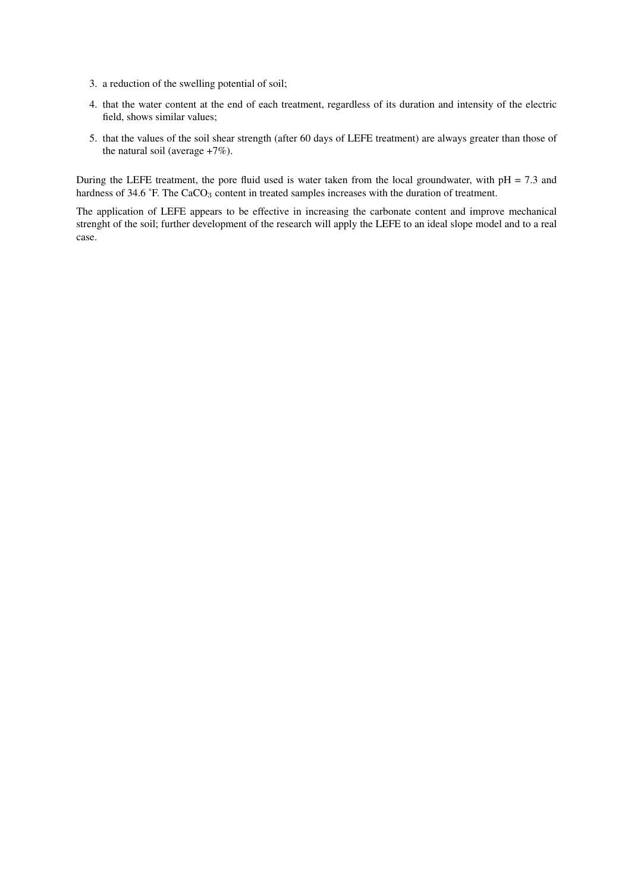3. a reduction of the swelling potential of soil;
4. that the water content at the end of each treatment, regardless of its duration and intensity of the electric field, shows similar values;
5. that the values of the soil shear strength (after 60 days of LEFE treatment) are always greater than those of the natural soil (average +7%).

During the LEFE treatment, the pore fluid used is water taken from the local groundwater, with pH = 7.3 and hardness of 34.6 ˚F. The $CaCO_3$ content in treated samples increases with the duration of treatment.

The application of LEFE appears to be effective in increasing the carbonate content and improve mechanical strenght of the soil; further development of the research will apply the LEFE to an ideal slope model and to a real case.